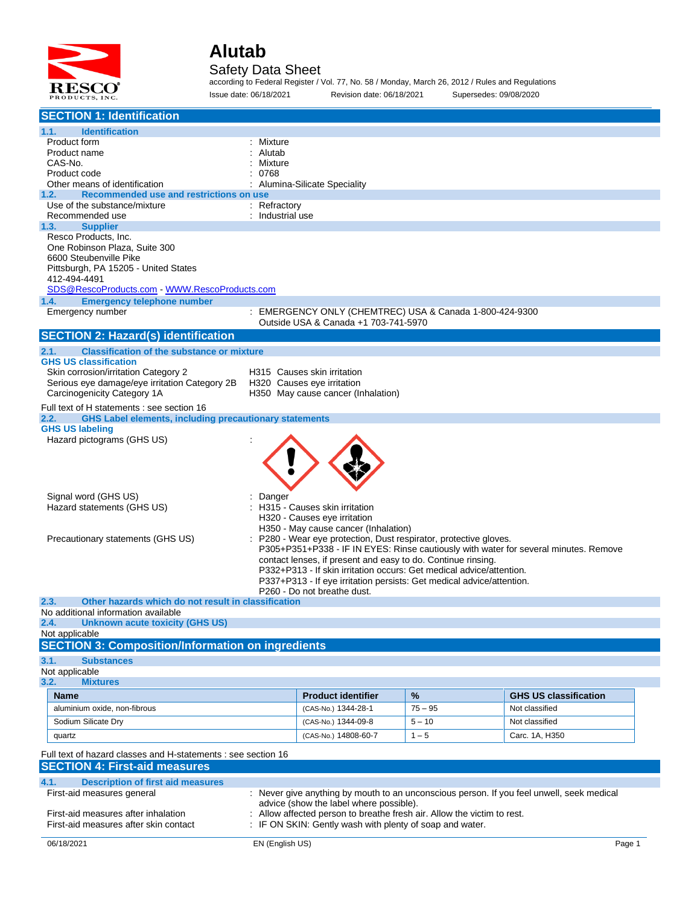# Alutab

## Safety Data Sheet

according to Federal Register / Vol. 77, No. 58 / Monday, March 26, 2012 / Rules and Regulations

Issue date: 06/18/2021 Revision date: 06/18/2021 Supersedes: 09/08/2020

## SECTION 1: Identification

### 1.1. Identification

| | |
|---|---|
| Product form | : Mixture |
| Product name | : Alutab |
| CAS-No. | : Mixture |
| Product code | : 0768 |
| Other means of identification | : Alumina-Silicate Speciality |

### 1.2. Recommended use and restrictions on use

| | |
|---|---|
| Use of the substance/mixture | : Refractory |
| Recommended use | : Industrial use |

### 1.3. Supplier

Resco Products, Inc.
One Robinson Plaza, Suite 300
6600 Steubenville Pike
Pittsburgh, PA 15205 - United States
412-494-4491
SDS@RescoProducts.com - WWW.RescoProducts.com

### 1.4. Emergency telephone number

Emergency number : EMERGENCY ONLY (CHEMTREC) USA & Canada 1-800-424-9300
Outside USA & Canada +1 703-741-5970

## SECTION 2: Hazard(s) identification

### 2.1. Classification of the substance or mixture

**GHS US classification**

| | |
|---|---|
| Skin corrosion/irritation Category 2 | H315 Causes skin irritation |
| Serious eye damage/eye irritation Category 2B | H320 Causes eye irritation |
| Carcinogenicity Category 1A | H350 May cause cancer (Inhalation) |

Full text of H statements : see section 16

### 2.2. GHS Label elements, including precautionary statements

**GHS US labeling**

Hazard pictograms (GHS US) :

Signal word (GHS US) : Danger

Hazard statements (GHS US) : H315 - Causes skin irritation
H320 - Causes eye irritation
H350 - May cause cancer (Inhalation)

Precautionary statements (GHS US) : P280 - Wear eye protection, Dust respirator, protective gloves.
P305+P351+P338 - IF IN EYES: Rinse cautiously with water for several minutes. Remove contact lenses, if present and easy to do. Continue rinsing.
P332+P313 - If skin irritation occurs: Get medical advice/attention.
P337+P313 - If eye irritation persists: Get medical advice/attention.
P260 - Do not breathe dust.

### 2.3. Other hazards which do not result in classification

No additional information available

### 2.4. Unknown acute toxicity (GHS US)

Not applicable

## SECTION 3: Composition/Information on ingredients

### 3.1. Substances

Not applicable

### 3.2. Mixtures

| Name | Product identifier | % | GHS US classification |
|---|---|---|---|
| aluminium oxide, non-fibrous | (CAS-No.) 1344-28-1 | 75 – 95 | Not classified |
| Sodium Silicate Dry | (CAS-No.) 1344-09-8 | 5 – 10 | Not classified |
| quartz | (CAS-No.) 14808-60-7 | 1 – 5 | Carc. 1A, H350 |

Full text of hazard classes and H-statements : see section 16

## SECTION 4: First-aid measures

### 4.1. Description of first aid measures

| | |
|---|---|
| First-aid measures general | : Never give anything by mouth to an unconscious person. If you feel unwell, seek medical advice (show the label where possible). |
| First-aid measures after inhalation | : Allow affected person to breathe fresh air. Allow the victim to rest. |
| First-aid measures after skin contact | : IF ON SKIN: Gently wash with plenty of soap and water. |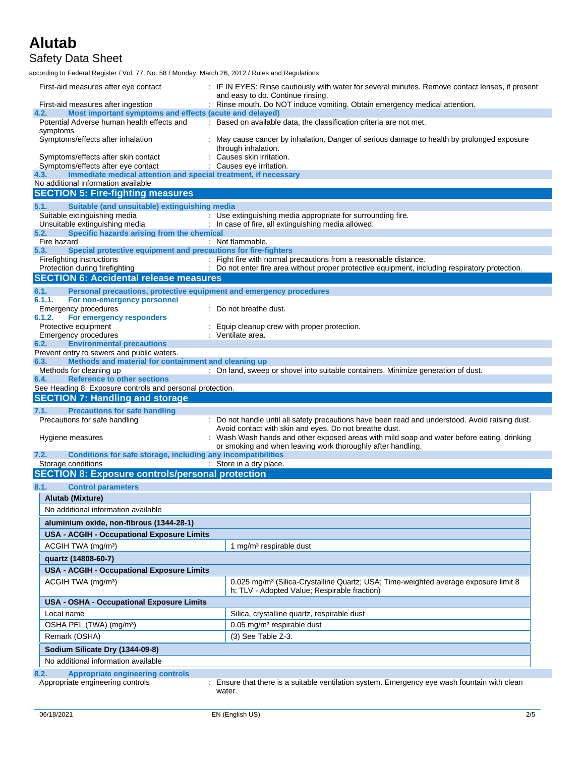First-aid measures after eye contact : IF IN EYES: Rinse cautiously with water for several minutes. Remove contact lenses, if present and easy to do. Continue rinsing.

First-aid measures after ingestion : Rinse mouth. Do NOT induce vomiting. Obtain emergency medical attention.

### 4.2. Most important symptoms and effects (acute and delayed)

Potential Adverse human health effects and symptoms : Based on available data, the classification criteria are not met.

Symptoms/effects after inhalation : May cause cancer by inhalation. Danger of serious damage to health by prolonged exposure through inhalation.

Symptoms/effects after skin contact : Causes skin irritation.

Symptoms/effects after eye contact : Causes eye irritation.

### 4.3. Immediate medical attention and special treatment, if necessary

No additional information available

## SECTION 5: Fire-fighting measures

### 5.1. Suitable (and unsuitable) extinguishing media

Suitable extinguishing media : Use extinguishing media appropriate for surrounding fire.

Unsuitable extinguishing media : In case of fire, all extinguishing media allowed.

### 5.2. Specific hazards arising from the chemical

Fire hazard : Not flammable.

### 5.3. Special protective equipment and precautions for fire-fighters

Firefighting instructions : Fight fire with normal precautions from a reasonable distance.

Protection during firefighting : Do not enter fire area without proper protective equipment, including respiratory protection.

## SECTION 6: Accidental release measures

### 6.1. Personal precautions, protective equipment and emergency procedures

#### 6.1.1. For non-emergency personnel

Emergency procedures : Do not breathe dust.

#### 6.1.2. For emergency responders

Protective equipment : Equip cleanup crew with proper protection.

Emergency procedures : Ventilate area.

### 6.2. Environmental precautions

Prevent entry to sewers and public waters.

### 6.3. Methods and material for containment and cleaning up

Methods for cleaning up : On land, sweep or shovel into suitable containers. Minimize generation of dust.

### 6.4. Reference to other sections

See Heading 8. Exposure controls and personal protection.

## SECTION 7: Handling and storage

### 7.1. Precautions for safe handling

Precautions for safe handling : Do not handle until all safety precautions have been read and understood. Avoid raising dust. Avoid contact with skin and eyes. Do not breathe dust.

Hygiene measures : Wash Wash hands and other exposed areas with mild soap and water before eating, drinking or smoking and when leaving work thoroughly after handling.

### 7.2. Conditions for safe storage, including any incompatibilities

Storage conditions : Store in a dry place.

## SECTION 8: Exposure controls/personal protection

### 8.1. Control parameters

| **Alutab (Mixture)** | |
|---|---|
| No additional information available | |
| **aluminium oxide, non-fibrous (1344-28-1)** | |
| **USA - ACGIH - Occupational Exposure Limits** | |
| ACGIH TWA (mg/m³) | 1 mg/m³ respirable dust |
| **quartz (14808-60-7)** | |
| **USA - ACGIH - Occupational Exposure Limits** | |
| ACGIH TWA (mg/m³) | 0.025 mg/m³ (Silica-Crystalline Quartz; USA; Time-weighted average exposure limit 8 h; TLV - Adopted Value; Respirable fraction) |
| **USA - OSHA - Occupational Exposure Limits** | |
| Local name | Silica, crystalline quartz, respirable dust |
| OSHA PEL (TWA) (mg/m³) | 0.05 mg/m³ respirable dust |
| Remark (OSHA) | (3) See Table Z-3. |
| **Sodium Silicate Dry (1344-09-8)** | |
| No additional information available | |

### 8.2. Appropriate engineering controls

Appropriate engineering controls : Ensure that there is a suitable ventilation system. Emergency eye wash fountain with clean water.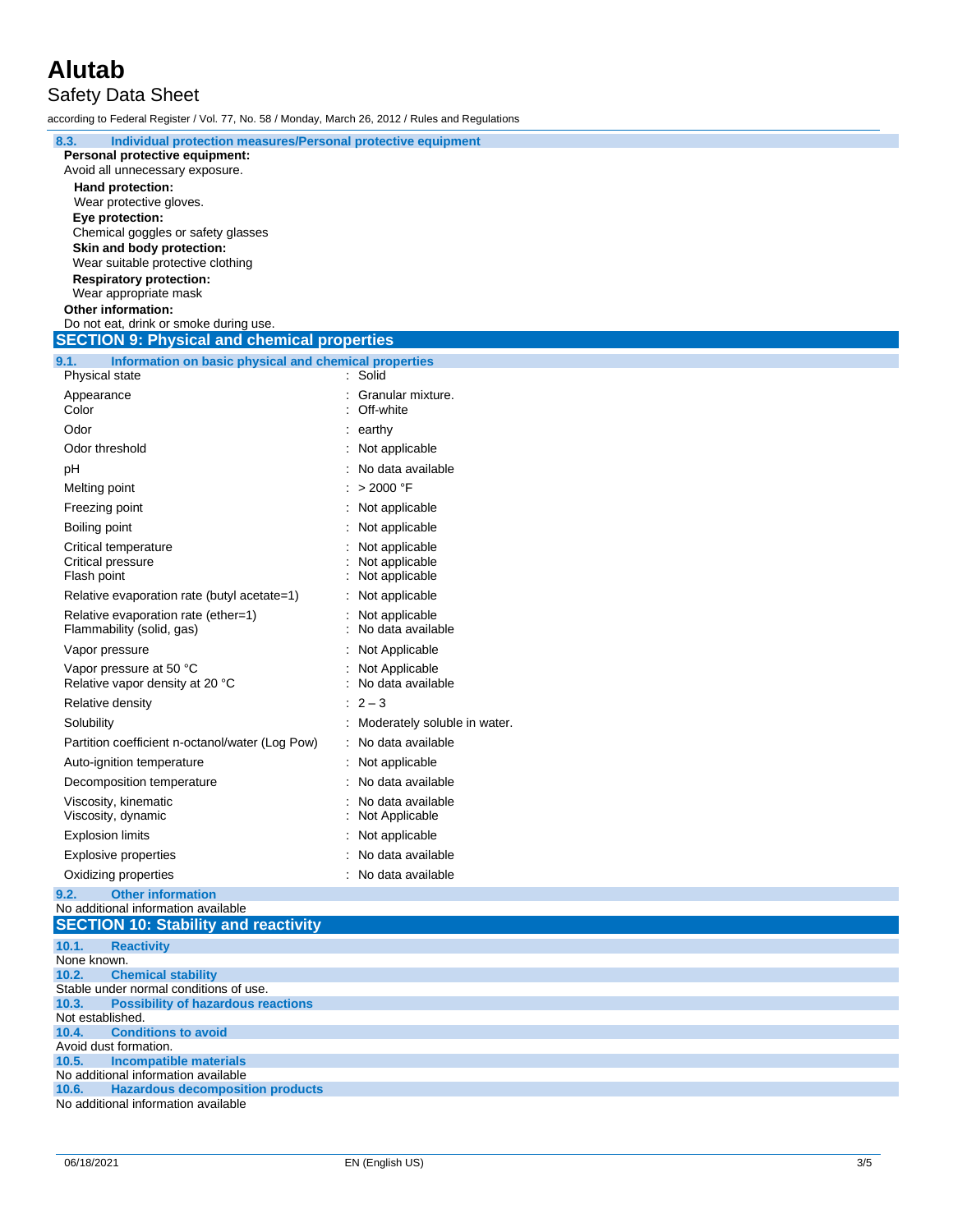### 8.3. Individual protection measures/Personal protective equipment

**Personal protective equipment:**

Avoid all unnecessary exposure.

**Hand protection:**

Wear protective gloves.

**Eye protection:**

Chemical goggles or safety glasses

**Skin and body protection:**

Wear suitable protective clothing

**Respiratory protection:**

Wear appropriate mask

**Other information:**

Do not eat, drink or smoke during use.

## SECTION 9: Physical and chemical properties

### 9.1. Information on basic physical and chemical properties

| Property | Value |
|---|---|
| Physical state | Solid |
| Appearance | Granular mixture. |
| Color | Off-white |
| Odor | earthy |
| Odor threshold | Not applicable |
| pH | No data available |
| Melting point | > 2000 °F |
| Freezing point | Not applicable |
| Boiling point | Not applicable |
| Critical temperature | Not applicable |
| Critical pressure | Not applicable |
| Flash point | Not applicable |
| Relative evaporation rate (butyl acetate=1) | Not applicable |
| Relative evaporation rate (ether=1) | Not applicable |
| Flammability (solid, gas) | No data available |
| Vapor pressure | Not Applicable |
| Vapor pressure at 50 °C | Not Applicable |
| Relative vapor density at 20 °C | No data available |
| Relative density | 2 – 3 |
| Solubility | Moderately soluble in water. |
| Partition coefficient n-octanol/water (Log Pow) | No data available |
| Auto-ignition temperature | Not applicable |
| Decomposition temperature | No data available |
| Viscosity, kinematic | No data available |
| Viscosity, dynamic | Not Applicable |
| Explosion limits | Not applicable |
| Explosive properties | No data available |
| Oxidizing properties | No data available |

### 9.2. Other information

No additional information available

## SECTION 10: Stability and reactivity

### 10.1. Reactivity

None known.

### 10.2. Chemical stability

Stable under normal conditions of use.

### 10.3. Possibility of hazardous reactions

Not established.

### 10.4. Conditions to avoid

Avoid dust formation.

### 10.5. Incompatible materials

No additional information available

### 10.6. Hazardous decomposition products

No additional information available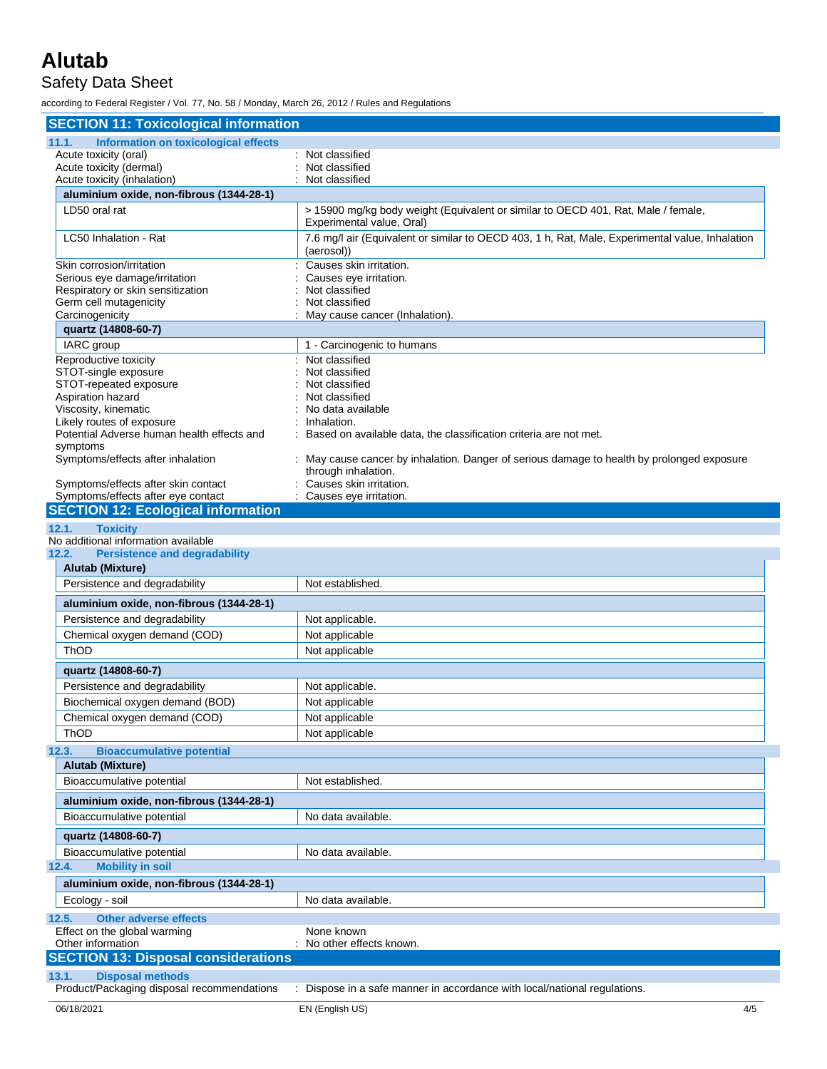## SECTION 11: Toxicological information

### 11.1. Information on toxicological effects

Acute toxicity (oral) : Not classified
Acute toxicity (dermal) : Not classified
Acute toxicity (inhalation) : Not classified

| aluminium oxide, non-fibrous (1344-28-1) | |
|---|---|
| LD50 oral rat | > 15900 mg/kg body weight (Equivalent or similar to OECD 401, Rat, Male / female, Experimental value, Oral) |
| LC50 Inhalation - Rat | 7.6 mg/l air (Equivalent or similar to OECD 403, 1 h, Rat, Male, Experimental value, Inhalation (aerosol)) |

Skin corrosion/irritation : Causes skin irritation.
Serious eye damage/irritation : Causes eye irritation.
Respiratory or skin sensitization : Not classified
Germ cell mutagenicity : Not classified
Carcinogenicity : May cause cancer (Inhalation).

| quartz (14808-60-7) | |
|---|---|
| IARC group | 1 - Carcinogenic to humans |

Reproductive toxicity : Not classified
STOT-single exposure : Not classified
STOT-repeated exposure : Not classified
Aspiration hazard : Not classified
Viscosity, kinematic : No data available
Likely routes of exposure : Inhalation.
Potential Adverse human health effects and symptoms : Based on available data, the classification criteria are not met.
Symptoms/effects after inhalation : May cause cancer by inhalation. Danger of serious damage to health by prolonged exposure through inhalation.
Symptoms/effects after skin contact : Causes skin irritation.
Symptoms/effects after eye contact : Causes eye irritation.

## SECTION 12: Ecological information

### 12.1. Toxicity

No additional information available

### 12.2. Persistence and degradability

| Alutab (Mixture) | |
|---|---|
| Persistence and degradability | Not established. |

| aluminium oxide, non-fibrous (1344-28-1) | |
|---|---|
| Persistence and degradability | Not applicable. |
| Chemical oxygen demand (COD) | Not applicable |
| ThOD | Not applicable |

| quartz (14808-60-7) | |
|---|---|
| Persistence and degradability | Not applicable. |
| Biochemical oxygen demand (BOD) | Not applicable |
| Chemical oxygen demand (COD) | Not applicable |
| ThOD | Not applicable |

### 12.3. Bioaccumulative potential

| Alutab (Mixture) | |
|---|---|
| Bioaccumulative potential | Not established. |

| aluminium oxide, non-fibrous (1344-28-1) | |
|---|---|
| Bioaccumulative potential | No data available. |

| quartz (14808-60-7) | |
|---|---|
| Bioaccumulative potential | No data available. |

### 12.4. Mobility in soil

| aluminium oxide, non-fibrous (1344-28-1) | |
|---|---|
| Ecology - soil | No data available. |

### 12.5. Other adverse effects

Effect on the global warming None known
Other information : No other effects known.

## SECTION 13: Disposal considerations

### 13.1. Disposal methods

Product/Packaging disposal recommendations : Dispose in a safe manner in accordance with local/national regulations.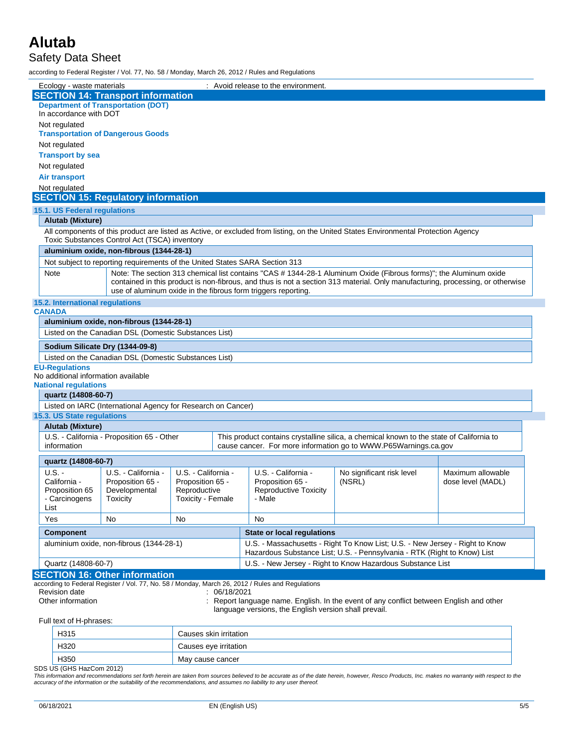Ecology - waste materials : Avoid release to the environment.

## SECTION 14: Transport information

**Department of Transportation (DOT)**

In accordance with DOT

Not regulated

**Transportation of Dangerous Goods**

Not regulated

**Transport by sea**

Not regulated

**Air transport**

Not regulated

## SECTION 15: Regulatory information

### 15.1. US Federal regulations

**Alutab (Mixture)**

All components of this product are listed as Active, or excluded from listing, on the United States Environmental Protection Agency Toxic Substances Control Act (TSCA) inventory

| aluminium oxide, non-fibrous (1344-28-1) | |
|---|---|
| Not subject to reporting requirements of the United States SARA Section 313 | |
| Note | Note: The section 313 chemical list contains "CAS # 1344-28-1 Aluminum Oxide (Fibrous forms)"; the Aluminum oxide contained in this product is non-fibrous, and thus is not a section 313 material. Only manufacturing, processing, or otherwise use of aluminum oxide in the fibrous form triggers reporting. |

### 15.2. International regulations

**CANADA**

| aluminium oxide, non-fibrous (1344-28-1) |
|---|
| Listed on the Canadian DSL (Domestic Substances List) |

| Sodium Silicate Dry (1344-09-8) |
|---|
| Listed on the Canadian DSL (Domestic Substances List) |

**EU-Regulations**

No additional information available

**National regulations**

| quartz (14808-60-7) |
|---|
| Listed on IARC (International Agency for Research on Cancer) |

### 15.3. US State regulations

| Alutab (Mixture) | |
|---|---|
| U.S. - California - Proposition 65 - Other information | This product contains crystalline silica, a chemical known to the state of California to cause cancer. For more information go to WWW.P65Warnings.ca.gov |

**quartz (14808-60-7)**

| U.S. - California - Proposition 65 - Carcinogens List | U.S. - California - Proposition 65 - Developmental Toxicity | U.S. - California - Proposition 65 - Reproductive Toxicity - Female | U.S. - California - Proposition 65 - Reproductive Toxicity - Male | No significant risk level (NSRL) | Maximum allowable dose level (MADL) |
|---|---|---|---|---|---|
| Yes | No | No | No | | |

| Component | State or local regulations |
|---|---|
| aluminium oxide, non-fibrous (1344-28-1) | U.S. - Massachusetts - Right To Know List; U.S. - New Jersey - Right to Know Hazardous Substance List; U.S. - Pennsylvania - RTK (Right to Know) List |
| Quartz (14808-60-7) | U.S. - New Jersey - Right to Know Hazardous Substance List |

## SECTION 16: Other information

according to Federal Register / Vol. 77, No. 58 / Monday, March 26, 2012 / Rules and Regulations

Revision date : 06/18/2021

Other information : Report language name. English. In the event of any conflict between English and other language versions, the English version shall prevail.

Full text of H-phrases:

| | |
|---|---|
| H315 | Causes skin irritation |
| H320 | Causes eye irritation |
| H350 | May cause cancer |

SDS US (GHS HazCom 2012)

*This information and recommendations set forth herein are taken from sources believed to be accurate as of the date herein, however, Resco Products, Inc. makes no warranty with respect to the accuracy of the information or the suitability of the recommendations, and assumes no liability to any user thereof.*